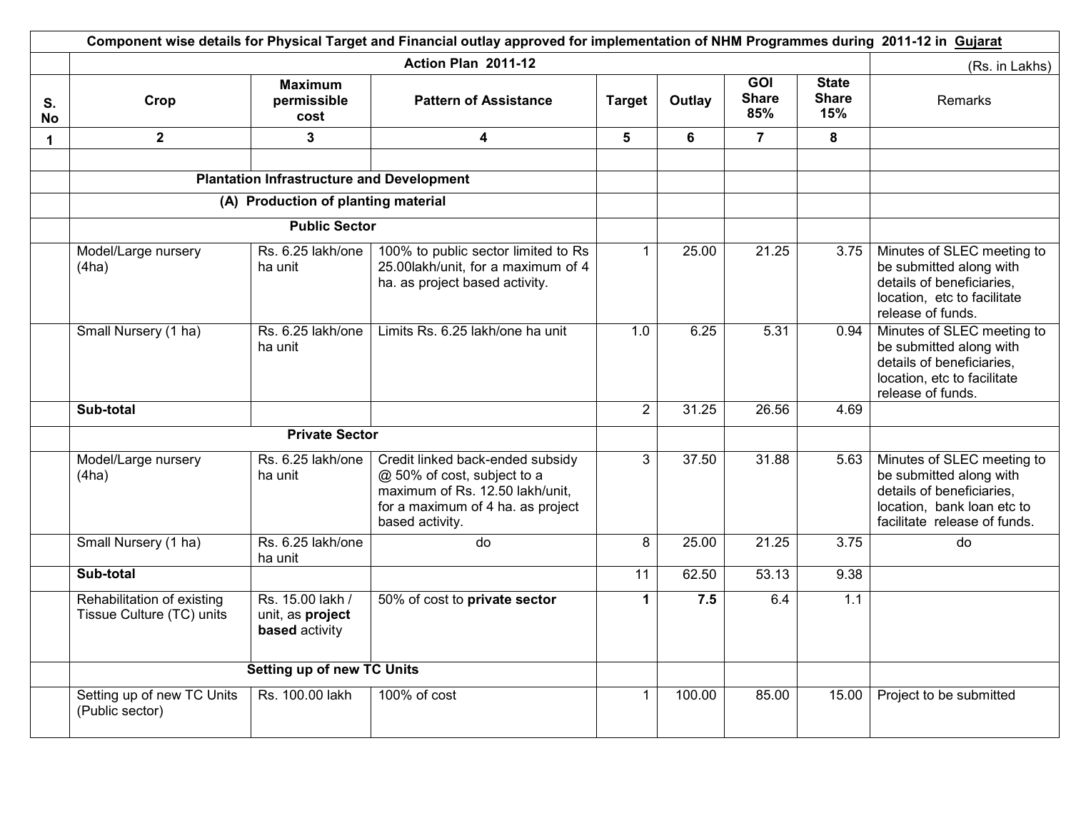**Component wise details for Physical Target and Financial outlay approved for implementation of NHM Programmes during 2011-12 in Gujarat**

| S. No | Crop | Maximum permissible cost | Pattern of Assistance | Target | Outlay | GOI Share 85% | State Share 15% | Remarks |
|---|---|---|---|---|---|---|---|---|
| | Action Plan 2011-12 | | | | | | | (Rs. in Lakhs) |
| 1 | 2 | 3 | 4 | 5 | 6 | 7 | 8 | |
| | | | | | | | | |
| | **Plantation Infrastructure and Development** | | | | | | | |
| | **(A) Production of planting material** | | | | | | | |
| | **Public Sector** | | | | | | | |
| | Model/Large nursery (4ha) | Rs. 6.25 lakh/one ha unit | 100% to public sector limited to Rs 25.00lakh/unit, for a maximum of 4 ha. as project based activity. | 1 | 25.00 | 21.25 | 3.75 | Minutes of SLEC meeting to be submitted along with details of beneficiaries, location, etc to facilitate release of funds. |
| | Small Nursery (1 ha) | Rs. 6.25 lakh/one ha unit | Limits Rs. 6.25 lakh/one ha unit | 1.0 | 6.25 | 5.31 | 0.94 | Minutes of SLEC meeting to be submitted along with details of beneficiaries, location, etc to facilitate release of funds. |
| | **Sub-total** | | | 2 | 31.25 | 26.56 | 4.69 | |
| | **Private Sector** | | | | | | | |
| | Model/Large nursery (4ha) | Rs. 6.25 lakh/one ha unit | Credit linked back-ended subsidy @ 50% of cost, subject to a maximum of Rs. 12.50 lakh/unit, for a maximum of 4 ha. as project based activity. | 3 | 37.50 | 31.88 | 5.63 | Minutes of SLEC meeting to be submitted along with details of beneficiaries, location, bank loan etc to facilitate release of funds. |
| | Small Nursery (1 ha) | Rs. 6.25 lakh/one ha unit | do | 8 | 25.00 | 21.25 | 3.75 | do |
| | **Sub-total** | | | 11 | 62.50 | 53.13 | 9.38 | |
| | Rehabilitation of existing Tissue Culture (TC) units | Rs. 15.00 lakh / unit, as **project based** activity | 50% of cost to **private sector** | **1** | **7.5** | 6.4 | 1.1 | |
| | **Setting up of new TC Units** | | | | | | | |
| | Setting up of new TC Units (Public sector) | Rs. 100.00 lakh | 100% of cost | 1 | 100.00 | 85.00 | 15.00 | Project to be submitted |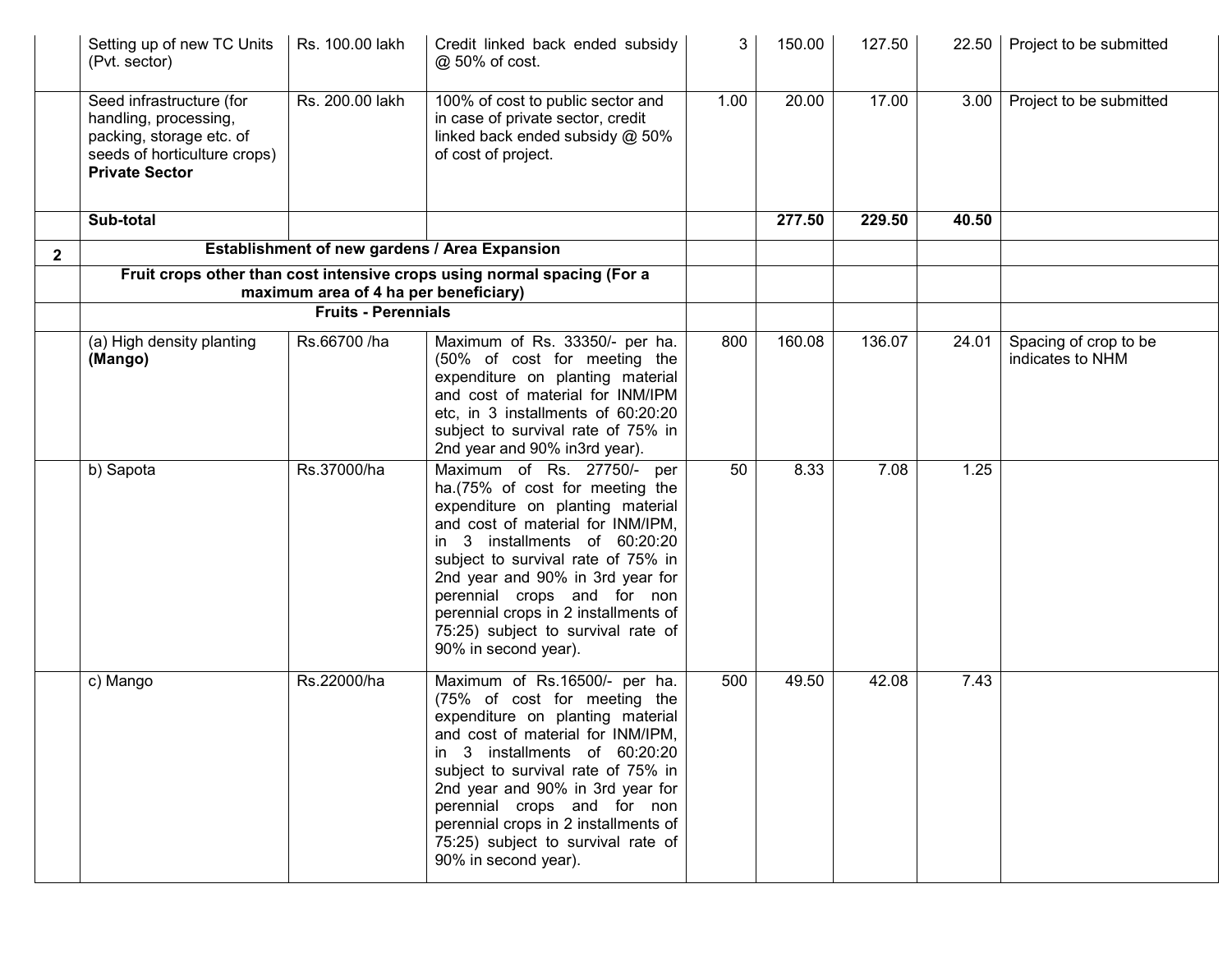| | | | | | | | | |
|---|---|---|---|---|---|---|---|---|
| | Setting up of new TC Units (Pvt. sector) | Rs. 100.00 lakh | Credit linked back ended subsidy @ 50% of cost. | 3 | 150.00 | 127.50 | 22.50 | Project to be submitted |
| | Seed infrastructure (for handling, processing, packing, storage etc. of seeds of horticulture crops) **Private Sector** | Rs. 200.00 lakh | 100% of cost to public sector and in case of private sector, credit linked back ended subsidy @ 50% of cost of project. | 1.00 | 20.00 | 17.00 | 3.00 | Project to be submitted |
| | **Sub-total** | | | | **277.50** | **229.50** | **40.50** | |
| **2** | **Establishment of new gardens / Area Expansion** | | | | | | | |
| | **Fruit crops other than cost intensive crops using normal spacing (For a maximum area of 4 ha per beneficiary)** | | | | | | | |
| | **Fruits - Perennials** | | | | | | | |
| | (a) High density planting **(Mango)** | Rs.66700 /ha | Maximum of Rs. 33350/- per ha. (50% of cost for meeting the expenditure on planting material and cost of material for INM/IPM etc, in 3 installments of 60:20:20 subject to survival rate of 75% in 2nd year and 90% in3rd year). | 800 | 160.08 | 136.07 | 24.01 | Spacing of crop to be indicates to NHM |
| | b) Sapota | Rs.37000/ha | Maximum of Rs. 27750/- per ha.(75% of cost for meeting the expenditure on planting material and cost of material for INM/IPM, in 3 installments of 60:20:20 subject to survival rate of 75% in 2nd year and 90% in 3rd year for perennial crops and for non perennial crops in 2 installments of 75:25) subject to survival rate of 90% in second year). | 50 | 8.33 | 7.08 | 1.25 | |
| | c) Mango | Rs.22000/ha | Maximum of Rs.16500/- per ha. (75% of cost for meeting the expenditure on planting material and cost of material for INM/IPM, in 3 installments of 60:20:20 subject to survival rate of 75% in 2nd year and 90% in 3rd year for perennial crops and for non perennial crops in 2 installments of 75:25) subject to survival rate of 90% in second year). | 500 | 49.50 | 42.08 | 7.43 | |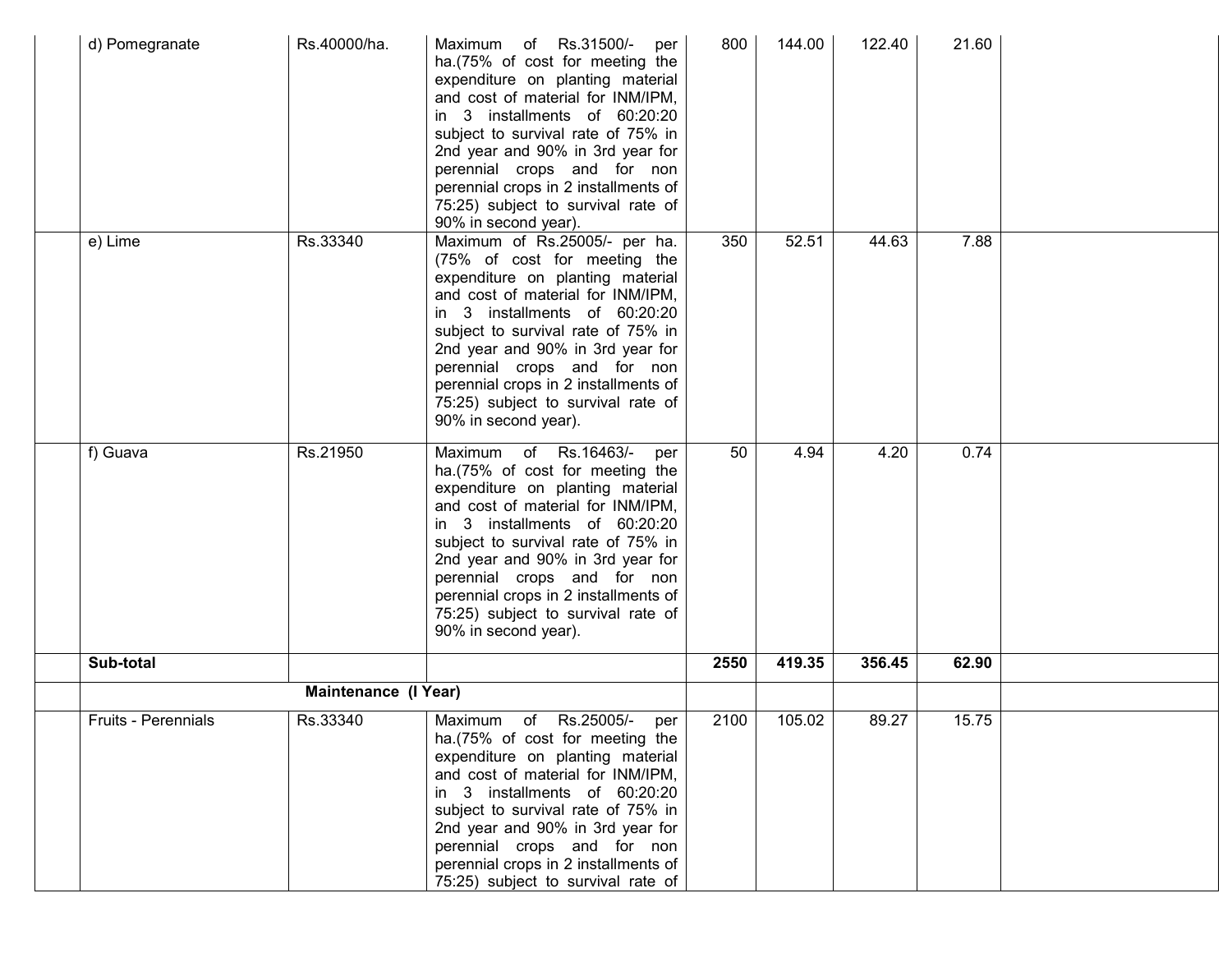| | | | | | | | | |
|---|---|---|---|---|---|---|---|---|
| | d) Pomegranate | Rs.40000/ha. | Maximum of Rs.31500/- per ha.(75% of cost for meeting the expenditure on planting material and cost of material for INM/IPM, in 3 installments of 60:20:20 subject to survival rate of 75% in 2nd year and 90% in 3rd year for perennial crops and for non perennial crops in 2 installments of 75:25) subject to survival rate of 90% in second year). | 800 | 144.00 | 122.40 | 21.60 | |
| | e) Lime | Rs.33340 | Maximum of Rs.25005/- per ha. (75% of cost for meeting the expenditure on planting material and cost of material for INM/IPM, in 3 installments of 60:20:20 subject to survival rate of 75% in 2nd year and 90% in 3rd year for perennial crops and for non perennial crops in 2 installments of 75:25) subject to survival rate of 90% in second year). | 350 | 52.51 | 44.63 | 7.88 | |
| | f) Guava | Rs.21950 | Maximum of Rs.16463/- per ha.(75% of cost for meeting the expenditure on planting material and cost of material for INM/IPM, in 3 installments of 60:20:20 subject to survival rate of 75% in 2nd year and 90% in 3rd year for perennial crops and for non perennial crops in 2 installments of 75:25) subject to survival rate of 90% in second year). | 50 | 4.94 | 4.20 | 0.74 | |
| | **Sub-total** | | | **2550** | **419.35** | **356.45** | **62.90** | |
| | **Maintenance (I Year)** | | | | | | | |
| | Fruits - Perennials | Rs.33340 | Maximum of Rs.25005/- per ha.(75% of cost for meeting the expenditure on planting material and cost of material for INM/IPM, in 3 installments of 60:20:20 subject to survival rate of 75% in 2nd year and 90% in 3rd year for perennial crops and for non perennial crops in 2 installments of 75:25) subject to survival rate of | 2100 | 105.02 | 89.27 | 15.75 | |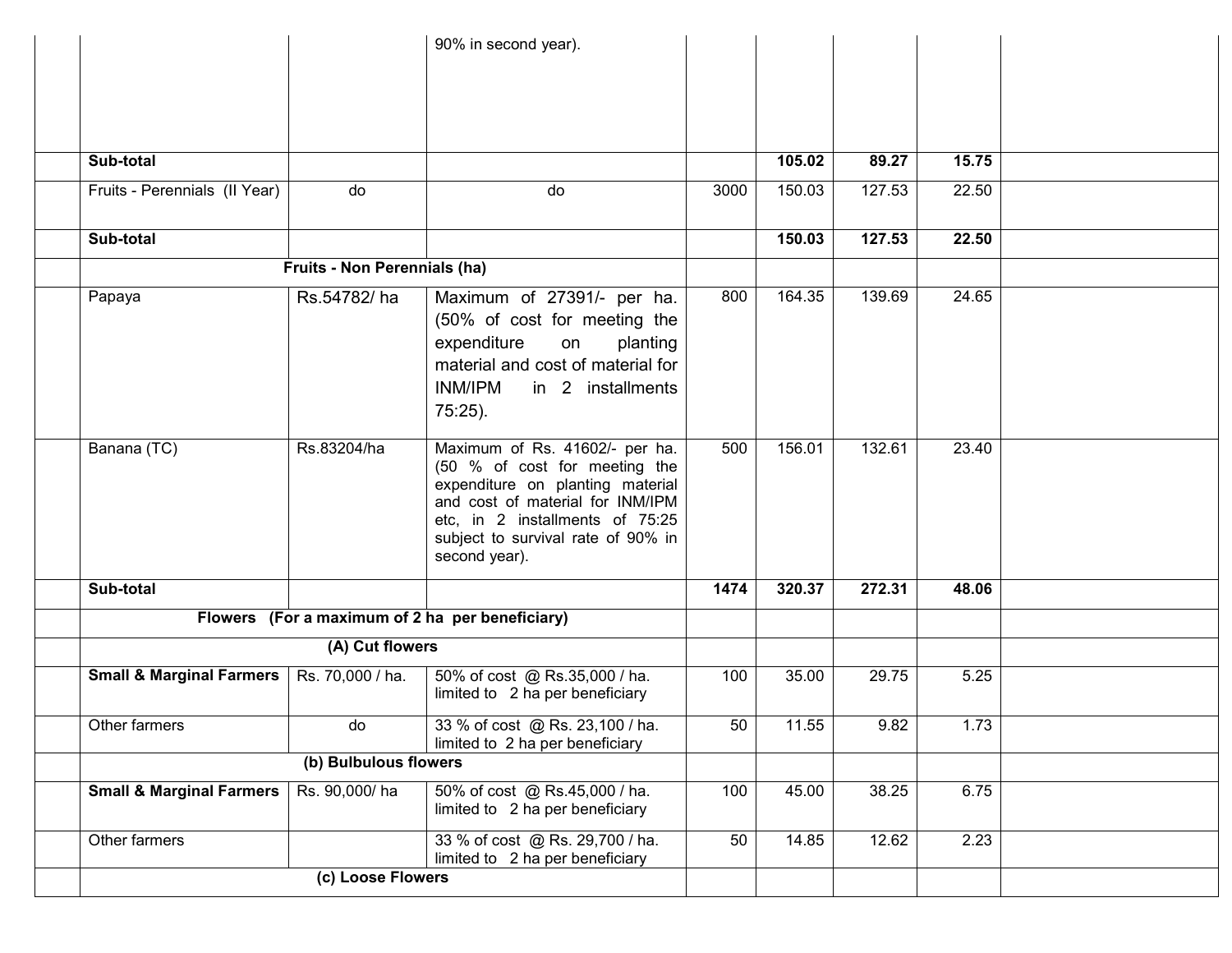| | | | | | | | | |
|---|---|---|---|---|---|---|---|---|
| | | | 90% in second year). | | | | | |
| | **Sub-total** | | | | **105.02** | **89.27** | **15.75** | |
| | Fruits - Perennials (II Year) | do | do | 3000 | 150.03 | 127.53 | 22.50 | |
| | **Sub-total** | | | | **150.03** | **127.53** | **22.50** | |
| | **Fruits - Non Perennials (ha)** | | | | | | | |
| | Papaya | Rs.54782/ ha | Maximum of 27391/- per ha. (50% of cost for meeting the expenditure on planting material and cost of material for INM/IPM in 2 installments 75:25). | 800 | 164.35 | 139.69 | 24.65 | |
| | Banana (TC) | Rs.83204/ha | Maximum of Rs. 41602/- per ha. (50 % of cost for meeting the expenditure on planting material and cost of material for INM/IPM etc, in 2 installments of 75:25 subject to survival rate of 90% in second year). | 500 | 156.01 | 132.61 | 23.40 | |
| | **Sub-total** | | | **1474** | **320.37** | **272.31** | **48.06** | |
| | **Flowers (For a maximum of 2 ha per beneficiary)** | | | | | | | |
| | **(A) Cut flowers** | | | | | | | |
| | **Small & Marginal Farmers** | Rs. 70,000 / ha. | 50% of cost @ Rs.35,000 / ha. limited to 2 ha per beneficiary | 100 | 35.00 | 29.75 | 5.25 | |
| | Other farmers | do | 33 % of cost @ Rs. 23,100 / ha. limited to 2 ha per beneficiary | 50 | 11.55 | 9.82 | 1.73 | |
| | **(b) Bulbulous flowers** | | | | | | | |
| | **Small & Marginal Farmers** | Rs. 90,000/ ha | 50% of cost @ Rs.45,000 / ha. limited to 2 ha per beneficiary | 100 | 45.00 | 38.25 | 6.75 | |
| | Other farmers | | 33 % of cost @ Rs. 29,700 / ha. limited to 2 ha per beneficiary | 50 | 14.85 | 12.62 | 2.23 | |
| | **(c) Loose Flowers** | | | | | | | |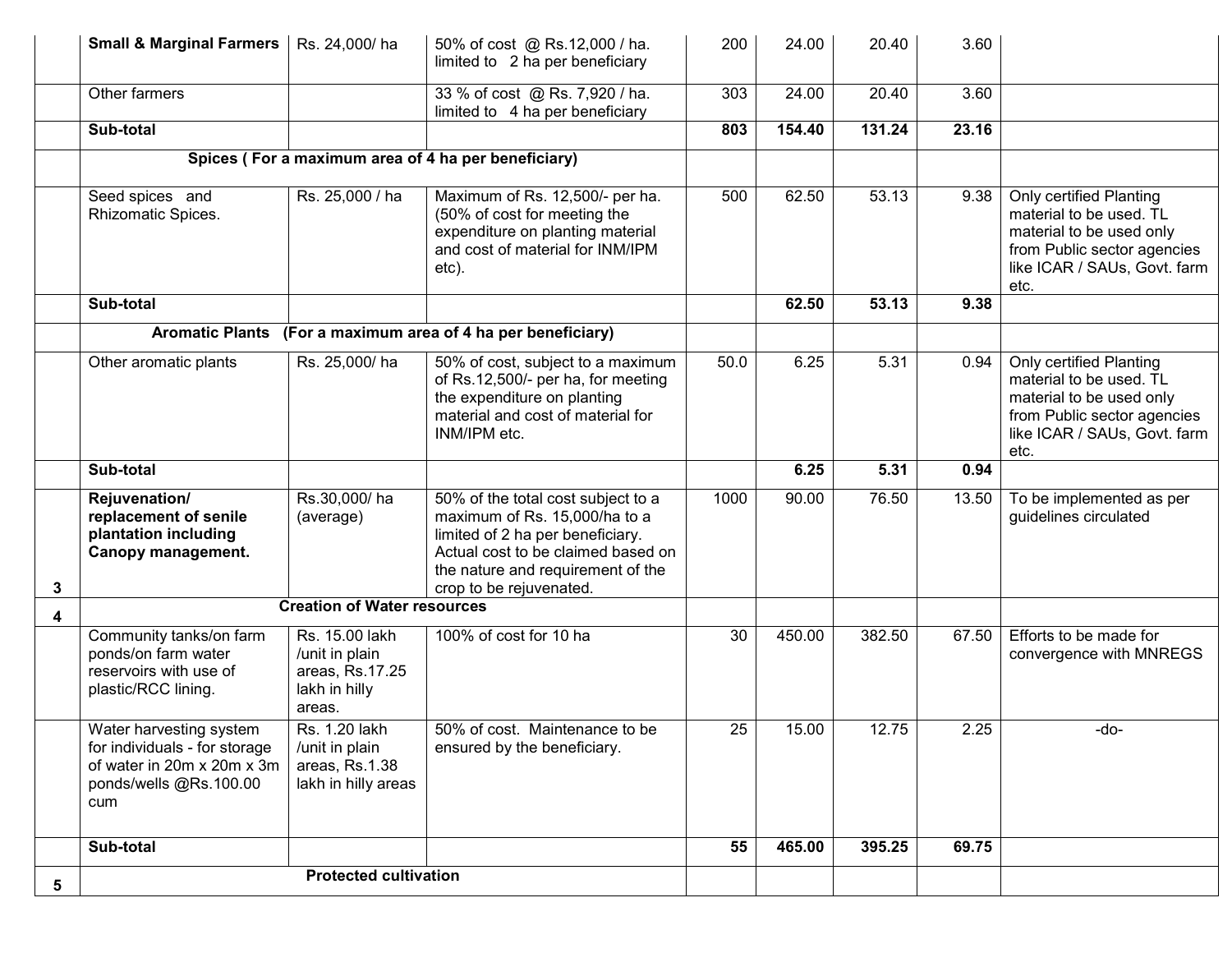| | | | | | | | | |
|---|---|---|---|---|---|---|---|---|
| | **Small & Marginal Farmers** | Rs. 24,000/ ha | 50% of cost @ Rs.12,000 / ha. limited to 2 ha per beneficiary | 200 | 24.00 | 20.40 | 3.60 | |
| | Other farmers | | 33 % of cost @ Rs. 7,920 / ha. limited to 4 ha per beneficiary | 303 | 24.00 | 20.40 | 3.60 | |
| | **Sub-total** | | | **803** | **154.40** | **131.24** | **23.16** | |
| | **Spices ( For a maximum area of 4 ha per beneficiary)** | | | | | | | |
| | Seed spices and Rhizomatic Spices. | Rs. 25,000 / ha | Maximum of Rs. 12,500/- per ha. (50% of cost for meeting the expenditure on planting material and cost of material for INM/IPM etc). | 500 | 62.50 | 53.13 | 9.38 | Only certified Planting material to be used. TL material to be used only from Public sector agencies like ICAR / SAUs, Govt. farm etc. |
| | **Sub-total** | | | | **62.50** | **53.13** | **9.38** | |
| | **Aromatic Plants (For a maximum area of 4 ha per beneficiary)** | | | | | | | |
| | Other aromatic plants | Rs. 25,000/ ha | 50% of cost, subject to a maximum of Rs.12,500/- per ha, for meeting the expenditure on planting material and cost of material for INM/IPM etc. | 50.0 | 6.25 | 5.31 | 0.94 | Only certified Planting material to be used. TL material to be used only from Public sector agencies like ICAR / SAUs, Govt. farm etc. |
| | **Sub-total** | | | | **6.25** | **5.31** | **0.94** | |
| 3 | **Rejuvenation/ replacement of senile plantation including Canopy management.** | Rs.30,000/ ha (average) | 50% of the total cost subject to a maximum of Rs. 15,000/ha to a limited of 2 ha per beneficiary. Actual cost to be claimed based on the nature and requirement of the crop to be rejuvenated. | 1000 | 90.00 | 76.50 | 13.50 | To be implemented as per guidelines circulated |
| 4 | **Creation of Water resources** | | | | | | | |
| | Community tanks/on farm ponds/on farm water reservoirs with use of plastic/RCC lining. | Rs. 15.00 lakh /unit in plain areas, Rs.17.25 lakh in hilly areas. | 100% of cost for 10 ha | 30 | 450.00 | 382.50 | 67.50 | Efforts to be made for convergence with MNREGS |
| | Water harvesting system for individuals - for storage of water in 20m x 20m x 3m ponds/wells @Rs.100.00 cum | Rs. 1.20 lakh /unit in plain areas, Rs.1.38 lakh in hilly areas | 50% of cost. Maintenance to be ensured by the beneficiary. | 25 | 15.00 | 12.75 | 2.25 | -do- |
| | **Sub-total** | | | **55** | **465.00** | **395.25** | **69.75** | |
| 5 | **Protected cultivation** | | | | | | | |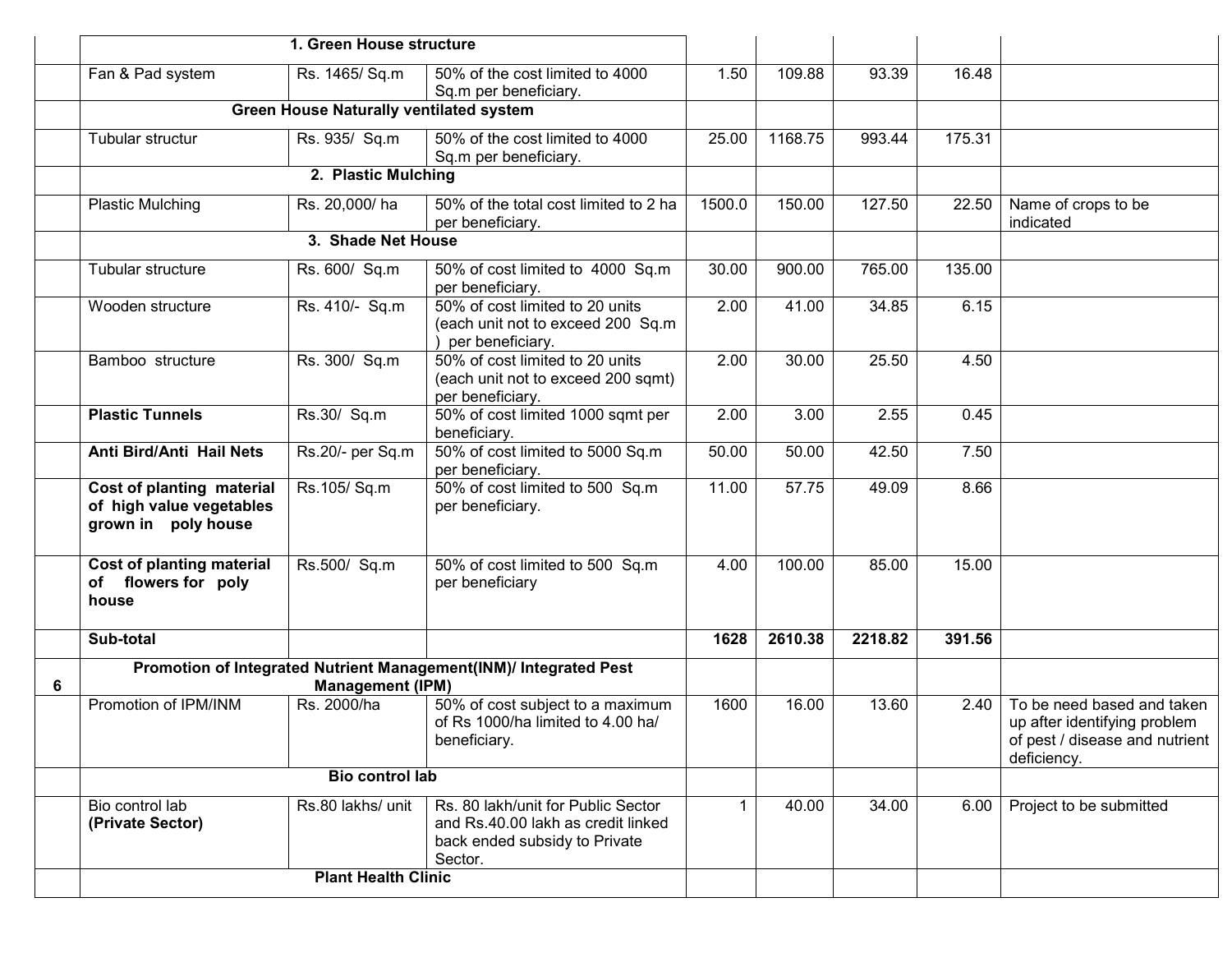| | | | | | | | | |
|---|---|---|---|---|---|---|---|---|
| | **1. Green House structure** | | | | | | | |
| | Fan & Pad system | Rs. 1465/ Sq.m | 50% of the cost limited to 4000 Sq.m per beneficiary. | 1.50 | 109.88 | 93.39 | 16.48 | |
| | **Green House Naturally ventilated system** | | | | | | | |
| | Tubular structur | Rs. 935/ Sq.m | 50% of the cost limited to 4000 Sq.m per beneficiary. | 25.00 | 1168.75 | 993.44 | 175.31 | |
| | **2. Plastic Mulching** | | | | | | | |
| | Plastic Mulching | Rs. 20,000/ ha | 50% of the total cost limited to 2 ha per beneficiary. | 1500.0 | 150.00 | 127.50 | 22.50 | Name of crops to be indicated |
| | **3. Shade Net House** | | | | | | | |
| | Tubular structure | Rs. 600/ Sq.m | 50% of cost limited to 4000 Sq.m per beneficiary. | 30.00 | 900.00 | 765.00 | 135.00 | |
| | Wooden structure | Rs. 410/- Sq.m | 50% of cost limited to 20 units (each unit not to exceed 200 Sq.m ) per beneficiary. | 2.00 | 41.00 | 34.85 | 6.15 | |
| | Bamboo structure | Rs. 300/ Sq.m | 50% of cost limited to 20 units (each unit not to exceed 200 sqmt) per beneficiary. | 2.00 | 30.00 | 25.50 | 4.50 | |
| | **Plastic Tunnels** | Rs.30/ Sq.m | 50% of cost limited 1000 sqmt per beneficiary. | 2.00 | 3.00 | 2.55 | 0.45 | |
| | **Anti Bird/Anti Hail Nets** | Rs.20/- per Sq.m | 50% of cost limited to 5000 Sq.m per beneficiary. | 50.00 | 50.00 | 42.50 | 7.50 | |
| | **Cost of planting material of high value vegetables grown in poly house** | Rs.105/ Sq.m | 50% of cost limited to 500 Sq.m per beneficiary. | 11.00 | 57.75 | 49.09 | 8.66 | |
| | **Cost of planting material of flowers for poly house** | Rs.500/ Sq.m | 50% of cost limited to 500 Sq.m per beneficiary | 4.00 | 100.00 | 85.00 | 15.00 | |
| | **Sub-total** | | | **1628** | **2610.38** | **2218.82** | **391.56** | |
| **6** | **Promotion of Integrated Nutrient Management(INM)/ Integrated Pest Management (IPM)** | | | | | | | |
| | Promotion of IPM/INM | Rs. 2000/ha | 50% of cost subject to a maximum of Rs 1000/ha limited to 4.00 ha/ beneficiary. | 1600 | 16.00 | 13.60 | 2.40 | To be need based and taken up after identifying problem of pest / disease and nutrient deficiency. |
| | **Bio control lab** | | | | | | | |
| | Bio control lab **(Private Sector)** | Rs.80 lakhs/ unit | Rs. 80 lakh/unit for Public Sector and Rs.40.00 lakh as credit linked back ended subsidy to Private Sector. | 1 | 40.00 | 34.00 | 6.00 | Project to be submitted |
| | **Plant Health Clinic** | | | | | | | |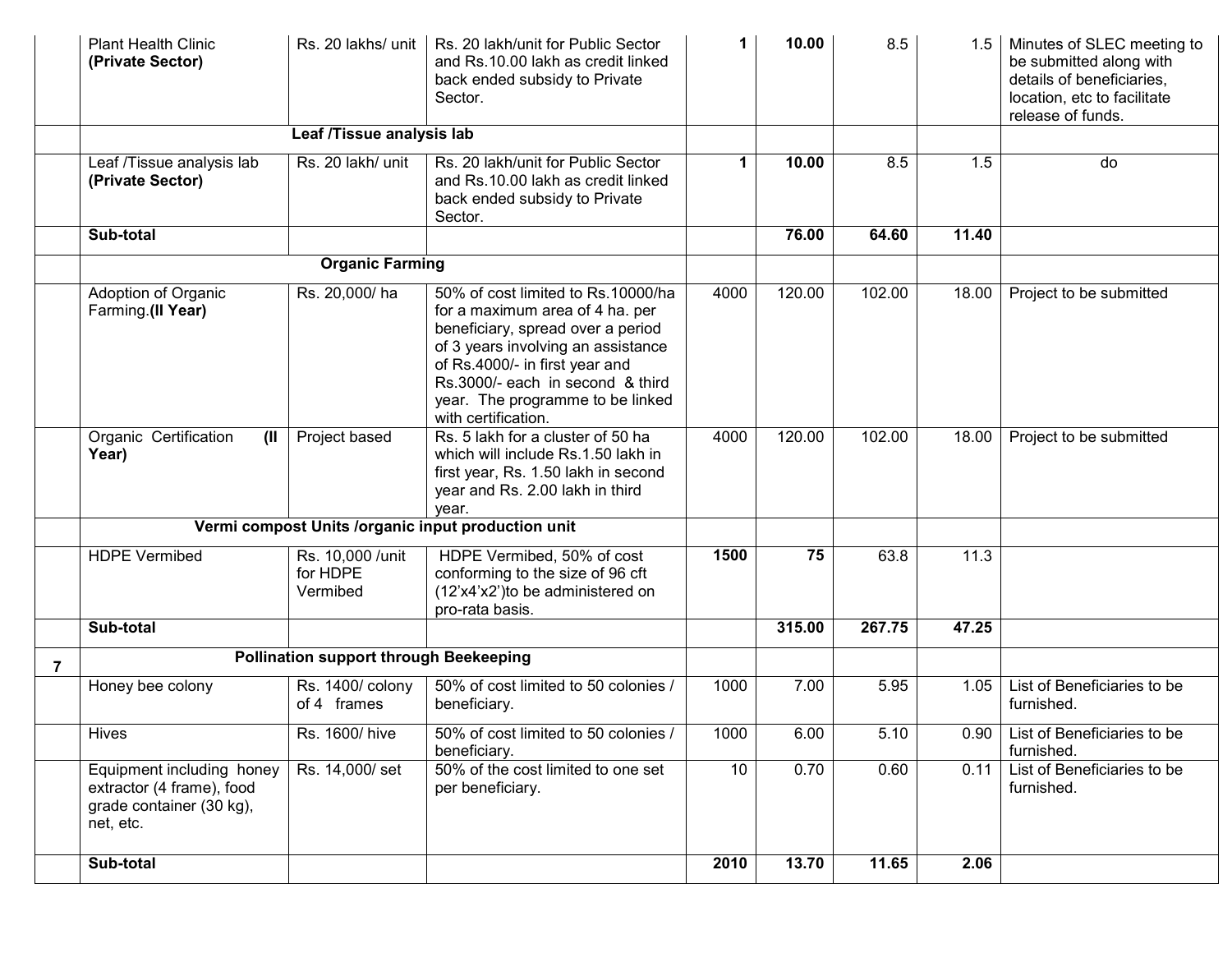| | | | | | | | | |
|---|---|---|---|---|---|---|---|---|
| | Plant Health Clinic **(Private Sector)** | Rs. 20 lakhs/ unit | Rs. 20 lakh/unit for Public Sector and Rs.10.00 lakh as credit linked back ended subsidy to Private Sector. | **1** | **10.00** | 8.5 | 1.5 | Minutes of SLEC meeting to be submitted along with details of beneficiaries, location, etc to facilitate release of funds. |
| | **Leaf /Tissue analysis lab** | | | | | | | |
| | Leaf /Tissue analysis lab **(Private Sector)** | Rs. 20 lakh/ unit | Rs. 20 lakh/unit for Public Sector and Rs.10.00 lakh as credit linked back ended subsidy to Private Sector. | **1** | **10.00** | 8.5 | 1.5 | do |
| | **Sub-total** | | | | **76.00** | **64.60** | **11.40** | |
| | **Organic Farming** | | | | | | | |
| | Adoption of Organic Farming.**(II Year)** | Rs. 20,000/ ha | 50% of cost limited to Rs.10000/ha for a maximum area of 4 ha. per beneficiary, spread over a period of 3 years involving an assistance of Rs.4000/- in first year and Rs.3000/- each in second & third year. The programme to be linked with certification. | 4000 | 120.00 | 102.00 | 18.00 | Project to be submitted |
| | Organic Certification **(II Year)** | Project based | Rs. 5 lakh for a cluster of 50 ha which will include Rs.1.50 lakh in first year, Rs. 1.50 lakh in second year and Rs. 2.00 lakh in third year. | 4000 | 120.00 | 102.00 | 18.00 | Project to be submitted |
| | **Vermi compost Units /organic input production unit** | | | | | | | |
| | HDPE Vermibed | Rs. 10,000 /unit for HDPE Vermibed | HDPE Vermibed, 50% of cost conforming to the size of 96 cft (12'x4'x2')to be administered on pro-rata basis. | **1500** | **75** | 63.8 | 11.3 | |
| | **Sub-total** | | | | **315.00** | **267.75** | **47.25** | |
| **7** | **Pollination support through Beekeeping** | | | | | | | |
| | Honey bee colony | Rs. 1400/ colony of 4 frames | 50% of cost limited to 50 colonies / beneficiary. | 1000 | 7.00 | 5.95 | 1.05 | List of Beneficiaries to be furnished. |
| | Hives | Rs. 1600/ hive | 50% of cost limited to 50 colonies / beneficiary. | 1000 | 6.00 | 5.10 | 0.90 | List of Beneficiaries to be furnished. |
| | Equipment including honey extractor (4 frame), food grade container (30 kg), net, etc. | Rs. 14,000/ set | 50% of the cost limited to one set per beneficiary. | 10 | 0.70 | 0.60 | 0.11 | List of Beneficiaries to be furnished. |
| | **Sub-total** | | | **2010** | **13.70** | **11.65** | **2.06** | |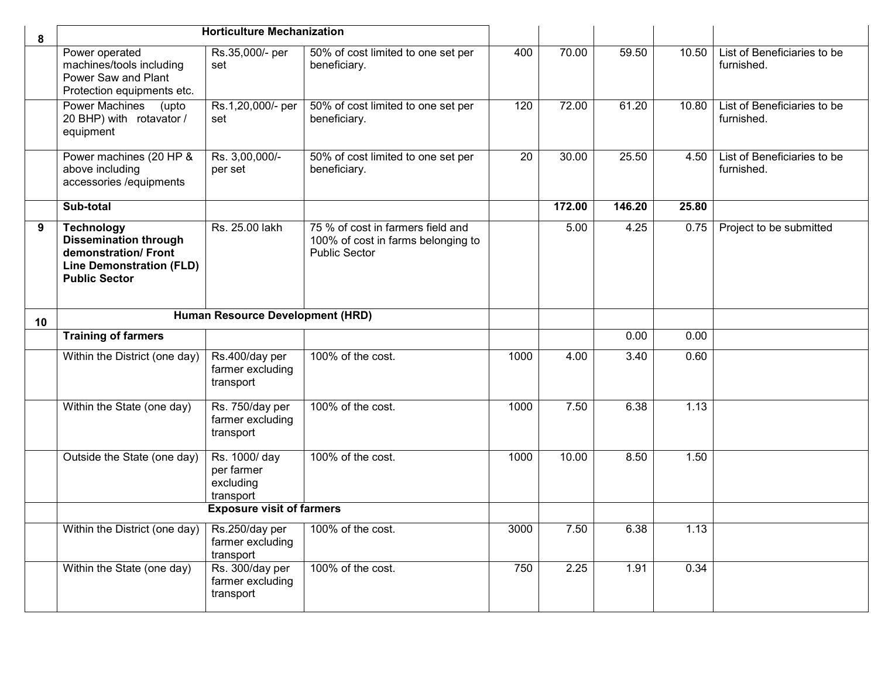| 8 | **Horticulture Mechanization** | | | | | | | |
|---|---|---|---|---|---|---|---|---|
| | Power operated machines/tools including Power Saw and Plant Protection equipments etc. | Rs.35,000/- per set | 50% of cost limited to one set per beneficiary. | 400 | 70.00 | 59.50 | 10.50 | List of Beneficiaries to be furnished. |
| | Power Machines (upto 20 BHP) with rotavator / equipment | Rs.1,20,000/- per set | 50% of cost limited to one set per beneficiary. | 120 | 72.00 | 61.20 | 10.80 | List of Beneficiaries to be furnished. |
| | Power machines (20 HP & above including accessories /equipments | Rs. 3,00,000/- per set | 50% of cost limited to one set per beneficiary. | 20 | 30.00 | 25.50 | 4.50 | List of Beneficiaries to be furnished. |
| | **Sub-total** | | | | **172.00** | **146.20** | **25.80** | |
| 9 | **Technology Dissemination through demonstration/ Front Line Demonstration (FLD) Public Sector** | Rs. 25.00 lakh | 75 % of cost in farmers field and 100% of cost in farms belonging to Public Sector | | 5.00 | 4.25 | 0.75 | Project to be submitted |
| 10 | **Human Resource Development (HRD)** | | | | | | | |
| | **Training of farmers** | | | | | 0.00 | 0.00 | |
| | Within the District (one day) | Rs.400/day per farmer excluding transport | 100% of the cost. | 1000 | 4.00 | 3.40 | 0.60 | |
| | Within the State (one day) | Rs. 750/day per farmer excluding transport | 100% of the cost. | 1000 | 7.50 | 6.38 | 1.13 | |
| | Outside the State (one day) | Rs. 1000/ day per farmer excluding transport | 100% of the cost. | 1000 | 10.00 | 8.50 | 1.50 | |
| | **Exposure visit of farmers** | | | | | | | |
| | Within the District (one day) | Rs.250/day per farmer excluding transport | 100% of the cost. | 3000 | 7.50 | 6.38 | 1.13 | |
| | Within the State (one day) | Rs. 300/day per farmer excluding transport | 100% of the cost. | 750 | 2.25 | 1.91 | 0.34 | |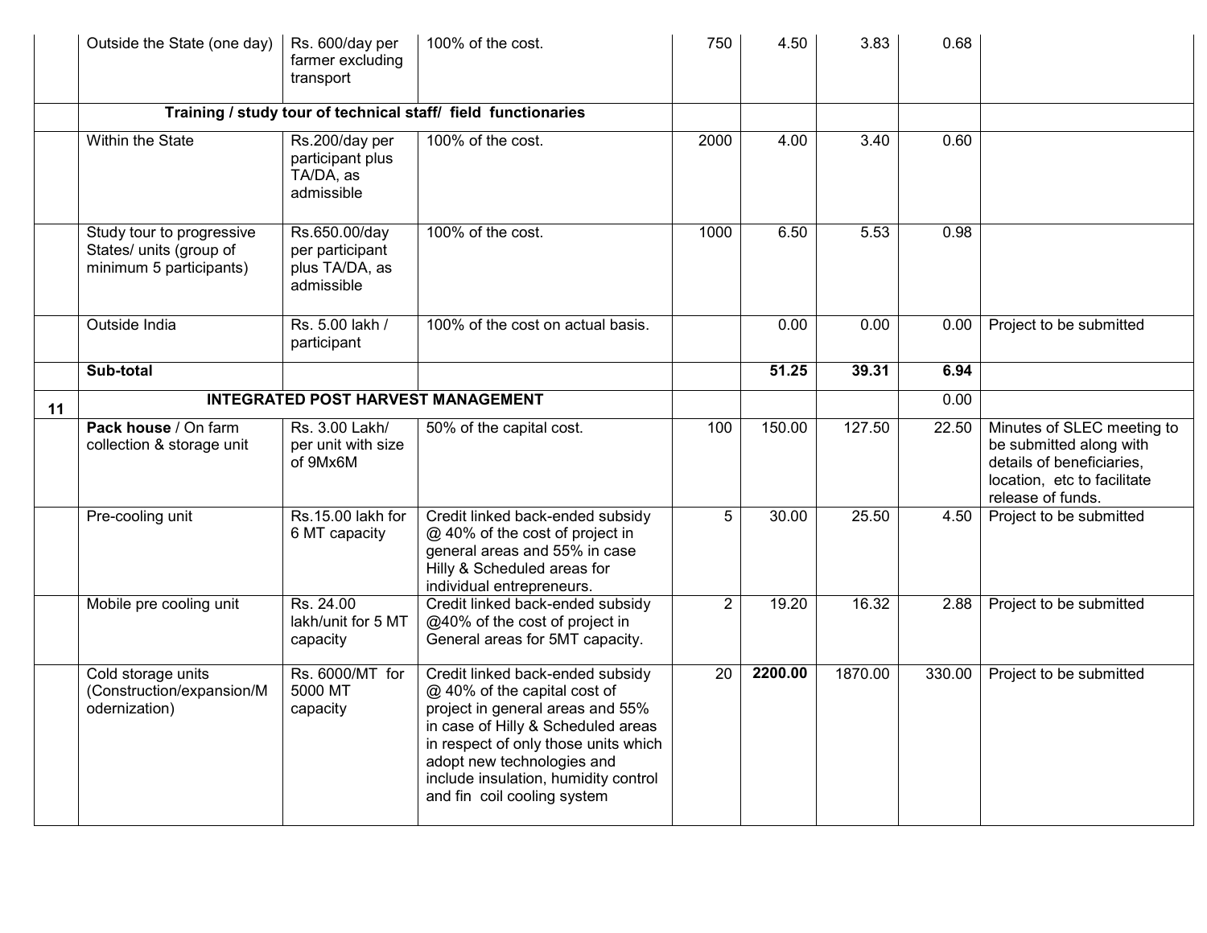| | | | | | | | | |
|---|---|---|---|---|---|---|---|---|
| | Outside the State (one day) | Rs. 600/day per farmer excluding transport | 100% of the cost. | 750 | 4.50 | 3.83 | 0.68 | |
| | **Training / study tour of technical staff/ field functionaries** | | | | | | | |
| | Within the State | Rs.200/day per participant plus TA/DA, as admissible | 100% of the cost. | 2000 | 4.00 | 3.40 | 0.60 | |
| | Study tour to progressive States/ units (group of minimum 5 participants) | Rs.650.00/day per participant plus TA/DA, as admissible | 100% of the cost. | 1000 | 6.50 | 5.53 | 0.98 | |
| | Outside India | Rs. 5.00 lakh / participant | 100% of the cost on actual basis. | | 0.00 | 0.00 | 0.00 | Project to be submitted |
| | **Sub-total** | | | | **51.25** | **39.31** | **6.94** | |
| **11** | **INTEGRATED POST HARVEST MANAGEMENT** | | | | | | 0.00 | |
| | **Pack house** / On farm collection & storage unit | Rs. 3.00 Lakh/ per unit with size of 9Mx6M | 50% of the capital cost. | 100 | 150.00 | 127.50 | 22.50 | Minutes of SLEC meeting to be submitted along with details of beneficiaries, location, etc to facilitate release of funds. |
| | Pre-cooling unit | Rs.15.00 lakh for 6 MT capacity | Credit linked back-ended subsidy @ 40% of the cost of project in general areas and 55% in case Hilly & Scheduled areas for individual entrepreneurs. | 5 | 30.00 | 25.50 | 4.50 | Project to be submitted |
| | Mobile pre cooling unit | Rs. 24.00 lakh/unit for 5 MT capacity | Credit linked back-ended subsidy @40% of the cost of project in General areas for 5MT capacity. | 2 | 19.20 | 16.32 | 2.88 | Project to be submitted |
| | Cold storage units (Construction/expansion/Modernization) | Rs. 6000/MT for 5000 MT capacity | Credit linked back-ended subsidy @ 40% of the capital cost of project in general areas and 55% in case of Hilly & Scheduled areas in respect of only those units which adopt new technologies and include insulation, humidity control and fin coil cooling system | 20 | **2200.00** | 1870.00 | 330.00 | Project to be submitted |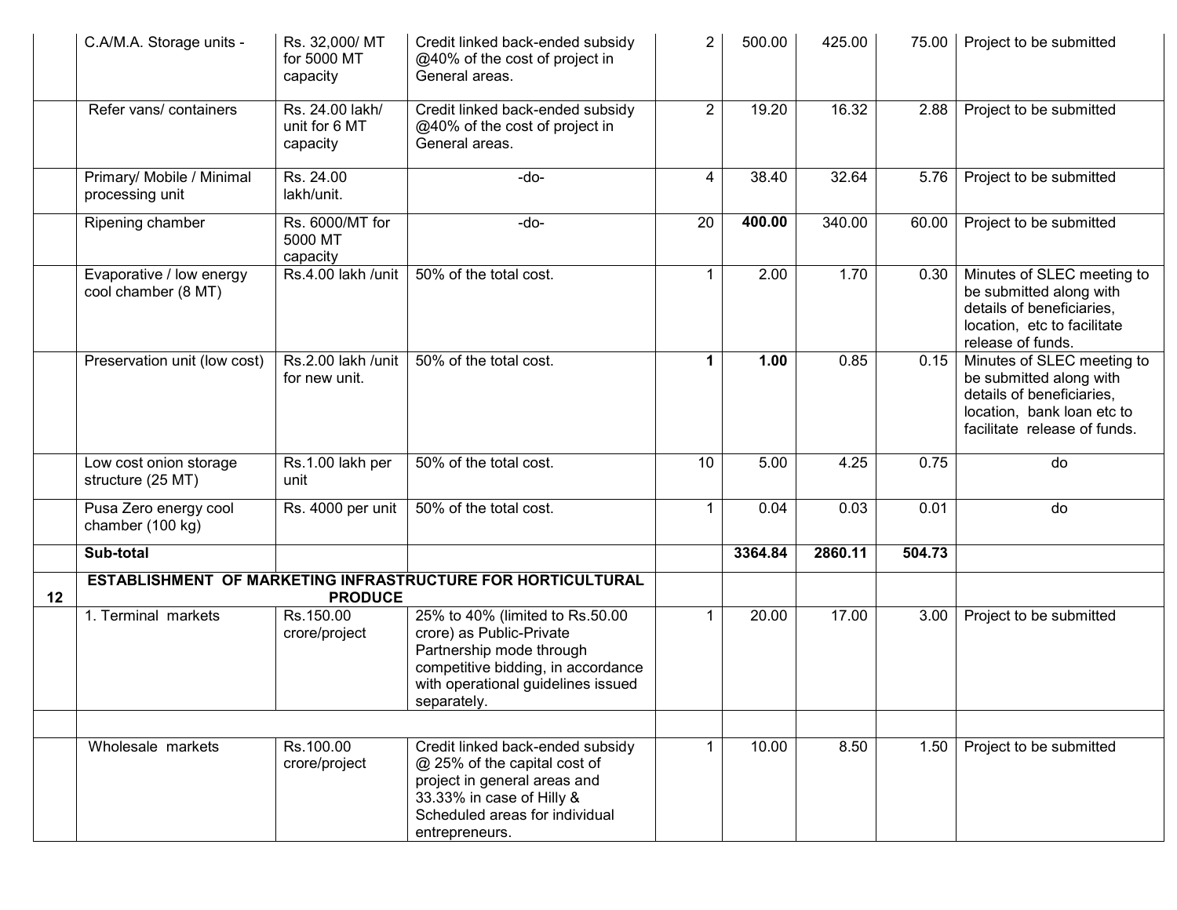| | | | | | | | | |
|---|---|---|---|---|---|---|---|---|
| | C.A/M.A. Storage units - | Rs. 32,000/ MT for 5000 MT capacity | Credit linked back-ended subsidy @40% of the cost of project in General areas. | 2 | 500.00 | 425.00 | 75.00 | Project to be submitted |
| | Refer vans/ containers | Rs. 24.00 lakh/ unit for 6 MT capacity | Credit linked back-ended subsidy @40% of the cost of project in General areas. | 2 | 19.20 | 16.32 | 2.88 | Project to be submitted |
| | Primary/ Mobile / Minimal processing unit | Rs. 24.00 lakh/unit. | -do- | 4 | 38.40 | 32.64 | 5.76 | Project to be submitted |
| | Ripening chamber | Rs. 6000/MT for 5000 MT capacity | -do- | 20 | **400.00** | 340.00 | 60.00 | Project to be submitted |
| | Evaporative / low energy cool chamber (8 MT) | Rs.4.00 lakh /unit | 50% of the total cost. | 1 | 2.00 | 1.70 | 0.30 | Minutes of SLEC meeting to be submitted along with details of beneficiaries, location, etc to facilitate release of funds. |
| | Preservation unit (low cost) | Rs.2.00 lakh /unit for new unit. | 50% of the total cost. | **1** | **1.00** | 0.85 | 0.15 | Minutes of SLEC meeting to be submitted along with details of beneficiaries, location, bank loan etc to facilitate release of funds. |
| | Low cost onion storage structure (25 MT) | Rs.1.00 lakh per unit | 50% of the total cost. | 10 | 5.00 | 4.25 | 0.75 | do |
| | Pusa Zero energy cool chamber (100 kg) | Rs. 4000 per unit | 50% of the total cost. | 1 | 0.04 | 0.03 | 0.01 | do |
| | **Sub-total** | | | | **3364.84** | **2860.11** | **504.73** | |
| **12** | **ESTABLISHMENT OF MARKETING INFRASTRUCTURE FOR HORTICULTURAL PRODUCE** | | | | | | | |
| | 1. Terminal markets | Rs.150.00 crore/project | 25% to 40% (limited to Rs.50.00 crore) as Public-Private Partnership mode through competitive bidding, in accordance with operational guidelines issued separately. | 1 | 20.00 | 17.00 | 3.00 | Project to be submitted |
| | | | | | | | | |
| | Wholesale markets | Rs.100.00 crore/project | Credit linked back-ended subsidy @ 25% of the capital cost of project in general areas and 33.33% in case of Hilly & Scheduled areas for individual entrepreneurs. | 1 | 10.00 | 8.50 | 1.50 | Project to be submitted |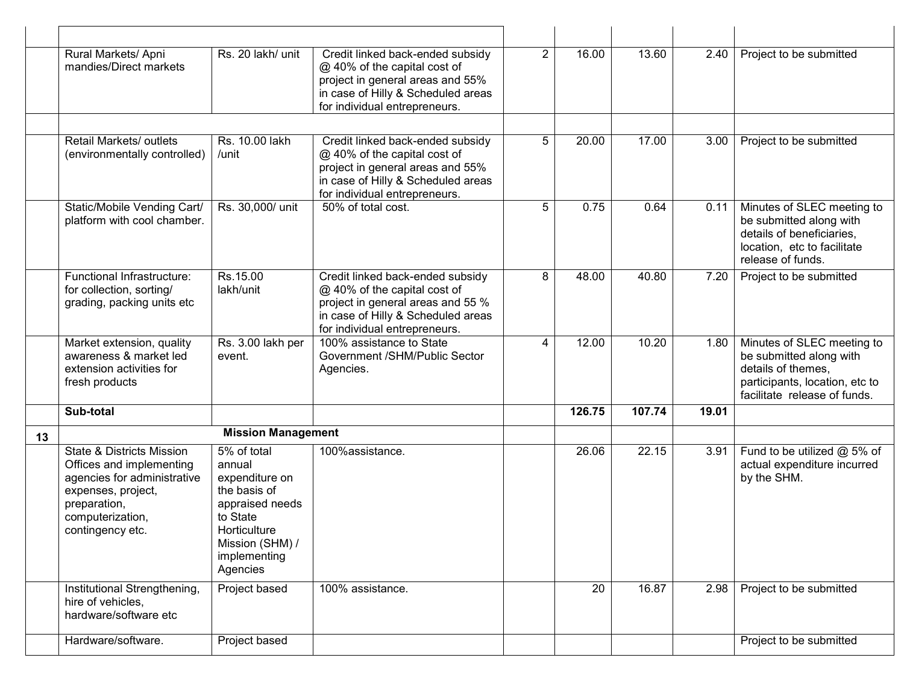| | | | | | | | | |
|---|---|---|---|---|---|---|---|---|
| | | | | | | | | |
| | Rural Markets/ Apni mandies/Direct markets | Rs. 20 lakh/ unit | Credit linked back-ended subsidy @ 40% of the capital cost of project in general areas and 55% in case of Hilly & Scheduled areas for individual entrepreneurs. | 2 | 16.00 | 13.60 | 2.40 | Project to be submitted |
| | | | | | | | | |
| | Retail Markets/ outlets (environmentally controlled) | Rs. 10.00 lakh /unit | Credit linked back-ended subsidy @ 40% of the capital cost of project in general areas and 55% in case of Hilly & Scheduled areas for individual entrepreneurs. | 5 | 20.00 | 17.00 | 3.00 | Project to be submitted |
| | Static/Mobile Vending Cart/ platform with cool chamber. | Rs. 30,000/ unit | 50% of total cost. | 5 | 0.75 | 0.64 | 0.11 | Minutes of SLEC meeting to be submitted along with details of beneficiaries, location, etc to facilitate release of funds. |
| | Functional Infrastructure: for collection, sorting/ grading, packing units etc | Rs.15.00 lakh/unit | Credit linked back-ended subsidy @ 40% of the capital cost of project in general areas and 55 % in case of Hilly & Scheduled areas for individual entrepreneurs. | 8 | 48.00 | 40.80 | 7.20 | Project to be submitted |
| | Market extension, quality awareness & market led extension activities for fresh products | Rs. 3.00 lakh per event. | 100% assistance to State Government /SHM/Public Sector Agencies. | 4 | 12.00 | 10.20 | 1.80 | Minutes of SLEC meeting to be submitted along with details of themes, participants, location, etc to facilitate release of funds. |
| | **Sub-total** | | | | **126.75** | **107.74** | **19.01** | |
| **13** | **Mission Management** | | | | | | | |
| | State & Districts Mission Offices and implementing agencies for administrative expenses, project, preparation, computerization, contingency etc. | 5% of total annual expenditure on the basis of appraised needs to State Horticulture Mission (SHM) / implementing Agencies | 100%assistance. | | 26.06 | 22.15 | 3.91 | Fund to be utilized @ 5% of actual expenditure incurred by the SHM. |
| | Institutional Strengthening, hire of vehicles, hardware/software etc | Project based | 100% assistance. | | 20 | 16.87 | 2.98 | Project to be submitted |
| | Hardware/software. | Project based | | | | | | Project to be submitted |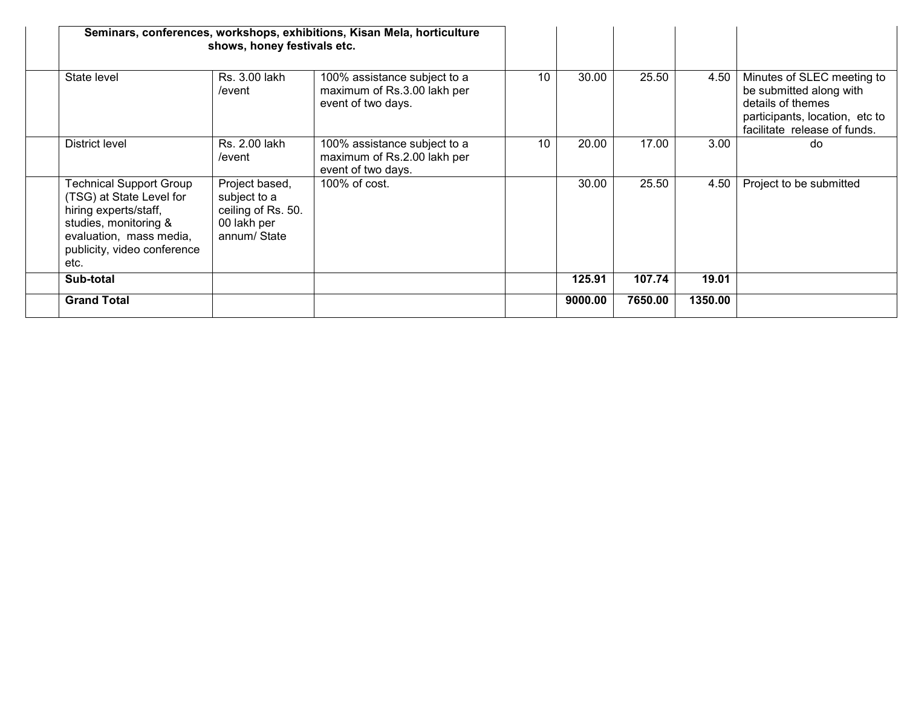| | | | | | | | | |
|---|---|---|---|---|---|---|---|---|
| | **Seminars, conferences, workshops, exhibitions, Kisan Mela, horticulture shows, honey festivals etc.** | | | | | | | |
| | State level | Rs. 3.00 lakh /event | 100% assistance subject to a maximum of Rs.3.00 lakh per event of two days. | 10 | 30.00 | 25.50 | 4.50 | Minutes of SLEC meeting to be submitted along with details of themes participants, location, etc to facilitate release of funds. |
| | District level | Rs. 2.00 lakh /event | 100% assistance subject to a maximum of Rs.2.00 lakh per event of two days. | 10 | 20.00 | 17.00 | 3.00 | do |
| | Technical Support Group (TSG) at State Level for hiring experts/staff, studies, monitoring & evaluation, mass media, publicity, video conference etc. | Project based, subject to a ceiling of Rs. 50. 00 lakh per annum/ State | 100% of cost. | | 30.00 | 25.50 | 4.50 | Project to be submitted |
| | **Sub-total** | | | | **125.91** | **107.74** | **19.01** | |
| | **Grand Total** | | | | **9000.00** | **7650.00** | **1350.00** | |